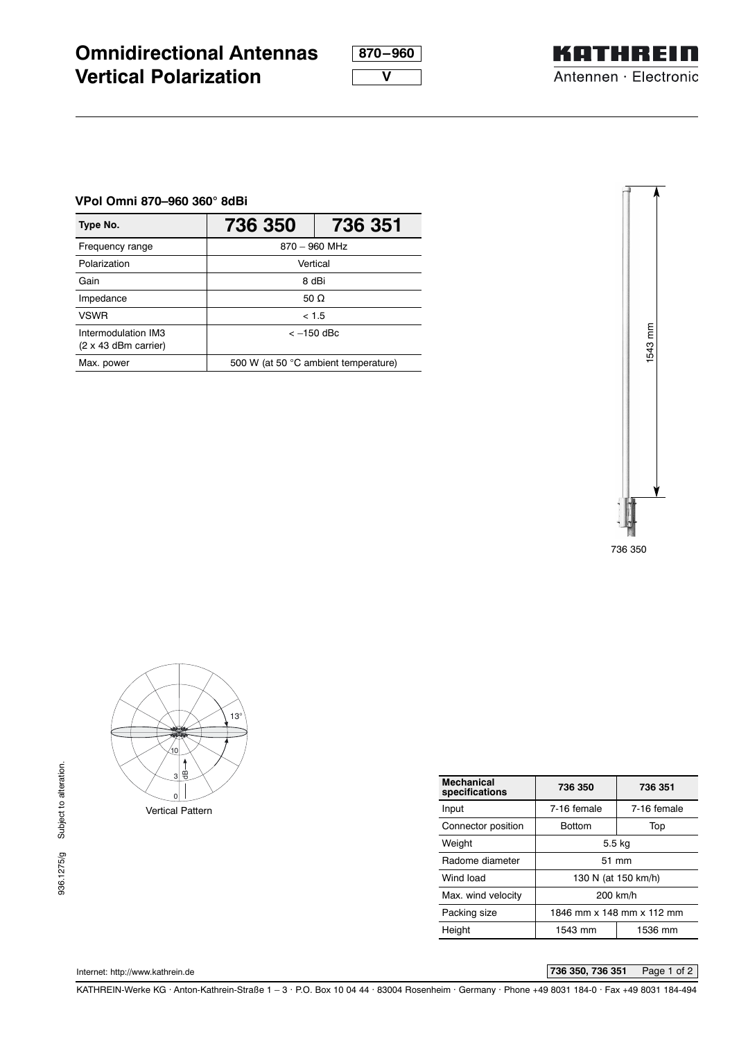# Omnidirectional Antennas Vertical Polarization

870–960

V

KATHREIN Antennen · Electronic

### VPol Omni 870–960 360° 8dBi

| Type No. | 736 350 | 736 351 |
|---|---|---|
| Frequency range | 870 – 960 MHz | |
| Polarization | Vertical | |
| Gain | 8 dBi | |
| Impedance | 50 Ω | |
| VSWR | < 1.5 | |
| Intermodulation IM3 (2 x 43 dBm carrier) | < –150 dBc | |
| Max. power | 500 W (at 50 °C ambient temperature) | |

1543 mm

736 350

13°

10

3 dB

0

Vertical Pattern

| Mechanical specifications | 736 350 | 736 351 |
|---|---|---|
| Input | 7-16 female | 7-16 female |
| Connector position | Bottom | Top |
| Weight | 5.5 kg | |
| Radome diameter | 51 mm | |
| Wind load | 130 N (at 150 km/h) | |
| Max. wind velocity | 200 km/h | |
| Packing size | 1846 mm x 148 mm x 112 mm | |
| Height | 1543 mm | 1536 mm |

936.1275/g Subject to alteration.

Internet: http://www.kathrein.de

KATHREIN-Werke KG · Anton-Kathrein-Straße 1 – 3 · P.O. Box 10 04 44 · 83004 Rosenheim · Germany · Phone +49 8031 184-0 · Fax +49 8031 184-494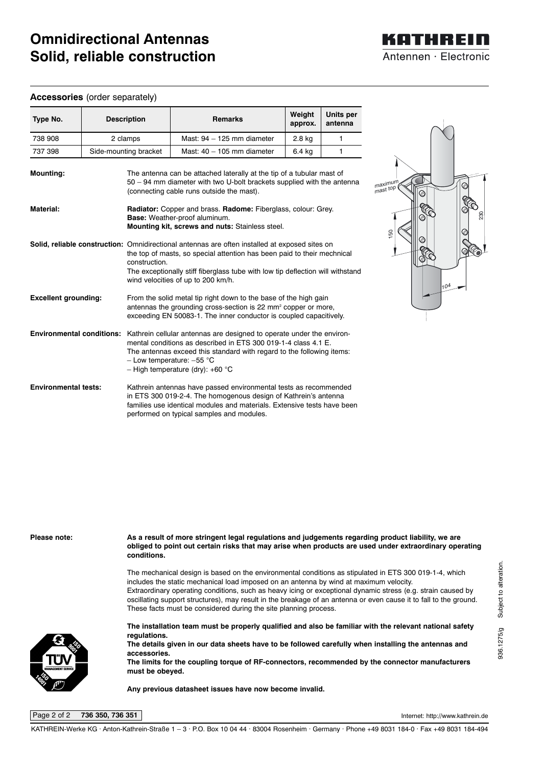# Omnidirectional Antennas
# Solid, reliable construction

## Accessories (order separately)

| Type No. | Description | Remarks | Weight approx. | Units per antenna |
|---|---|---|---|---|
| 738 908 | 2 clamps | Mast: 94 – 125 mm diameter | 2.8 kg | 1 |
| 737 398 | Side-mounting bracket | Mast: 40 – 105 mm diameter | 6.4 kg | 1 |

maximum mast top

150

230

104

**Mounting:** The antenna can be attached laterally at the tip of a tubular mast of 50 – 94 mm diameter with two U-bolt brackets supplied with the antenna (connecting cable runs outside the mast).

**Material:** **Radiator:** Copper and brass. **Radome:** Fiberglass, colour: Grey. **Base:** Weather-proof aluminum. **Mounting kit, screws and nuts:** Stainless steel.

**Solid, reliable construction:** Omnidirectional antennas are often installed at exposed sites on the top of masts, so special attention has been paid to their mechnical construction.
The exceptionally stiff fiberglass tube with low tip deflection will withstand wind velocities of up to 200 km/h.

**Excellent grounding:** From the solid metal tip right down to the base of the high gain antennas the grounding cross-section is 22 mm² copper or more, exceeding EN 50083-1. The inner conductor is coupled capacitively.

**Environmental conditions:** Kathrein cellular antennas are designed to operate under the environmental conditions as described in ETS 300 019-1-4 class 4.1 E.
The antennas exceed this standard with regard to the following items:
– Low temperature: –55 °C
– High temperature (dry): +60 °C

**Environmental tests:** Kathrein antennas have passed environmental tests as recommended in ETS 300 019-2-4. The homogenous design of Kathrein's antenna families use identical modules and materials. Extensive tests have been performed on typical samples and modules.

**Please note:** **As a result of more stringent legal regulations and judgements regarding product liability, we are obliged to point out certain risks that may arise when products are used under extraordinary operating conditions.**

The mechanical design is based on the environmental conditions as stipulated in ETS 300 019-1-4, which includes the static mechanical load imposed on an antenna by wind at maximum velocity.
Extraordinary operating conditions, such as heavy icing or exceptional dynamic stress (e.g. strain caused by oscillating support structures), may result in the breakage of an antenna or even cause it to fall to the ground. These facts must be considered during the site planning process.

**The installation team must be properly qualified and also be familiar with the relevant national safety regulations.**
**The details given in our data sheets have to be followed carefully when installing the antennas and accessories.**
**The limits for the coupling torque of RF-connectors, recommended by the connector manufacturers must be obeyed.**

**Any previous datasheet issues have now become invalid.**

936.1275/g Subject to alteration.

736 350, 736 351

Internet: http://www.kathrein.de

KATHREIN-Werke KG · Anton-Kathrein-Straße 1 – 3 · P.O. Box 10 04 44 · 83004 Rosenheim · Germany · Phone +49 8031 184-0 · Fax +49 8031 184-494